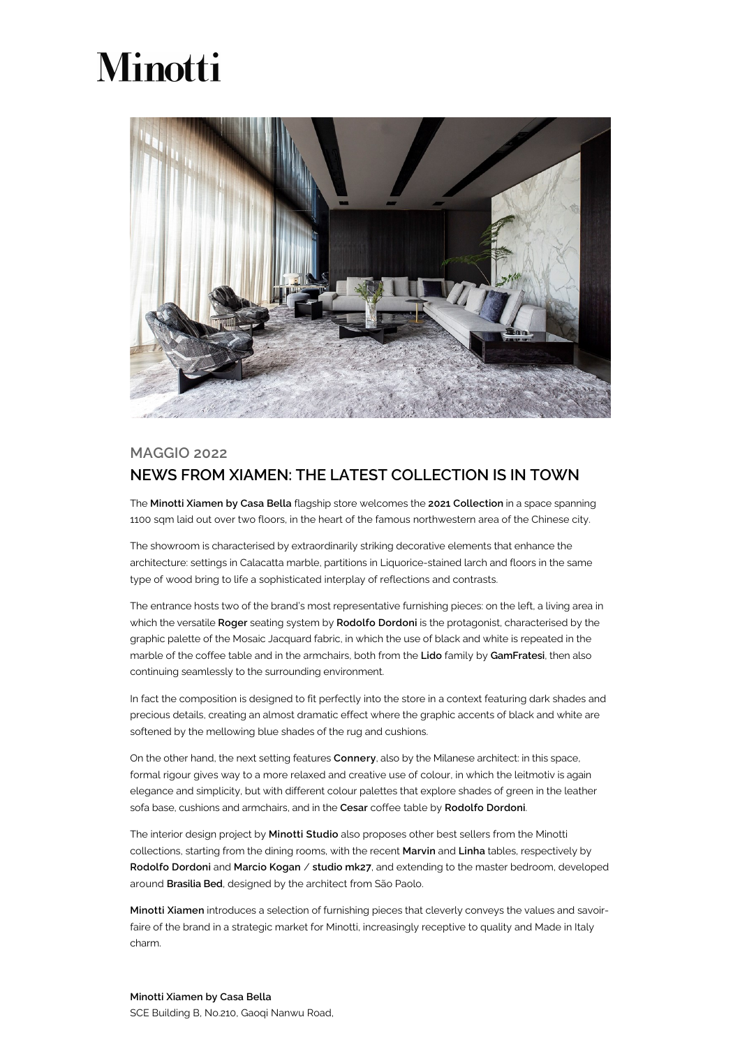# Minotti

MAGGIO 2022

## NEWS FROM XIAMEN: THE LATEST COLLECTION IS IN TOWN

The **Minotti Xiamen by Casa Bella** flagship store welcomes the **2021 Collection** in a space spanning 1100 sqm laid out over two floors, in the heart of the famous northwestern area of the Chinese city.

The showroom is characterised by extraordinarily striking decorative elements that enhance the architecture: settings in Calacatta marble, partitions in Liquorice-stained larch and floors in the same type of wood bring to life a sophisticated interplay of reflections and contrasts.

The entrance hosts two of the brand's most representative furnishing pieces: on the left, a living area in which the versatile **Roger** seating system by **Rodolfo Dordoni** is the protagonist, characterised by the graphic palette of the Mosaic Jacquard fabric, in which the use of black and white is repeated in the marble of the coffee table and in the armchairs, both from the **Lido** family by **GamFratesi**, then also continuing seamlessly to the surrounding environment.

In fact the composition is designed to fit perfectly into the store in a context featuring dark shades and precious details, creating an almost dramatic effect where the graphic accents of black and white are softened by the mellowing blue shades of the rug and cushions.

On the other hand, the next setting features **Connery**, also by the Milanese architect: in this space, formal rigour gives way to a more relaxed and creative use of colour, in which the leitmotiv is again elegance and simplicity, but with different colour palettes that explore shades of green in the leather sofa base, cushions and armchairs, and in the **Cesar** coffee table by **Rodolfo Dordoni**.

The interior design project by **Minotti Studio** also proposes other best sellers from the Minotti collections, starting from the dining rooms, with the recent **Marvin** and **Linha** tables, respectively by **Rodolfo Dordoni** and **Marcio Kogan / studio mk27**, and extending to the master bedroom, developed around **Brasilia Bed**, designed by the architect from São Paolo.

**Minotti Xiamen** introduces a selection of furnishing pieces that cleverly conveys the values and savoir-faire of the brand in a strategic market for Minotti, increasingly receptive to quality and Made in Italy charm.

**Minotti Xiamen by Casa Bella**
SCE Building B, No.210, Gaoqi Nanwu Road,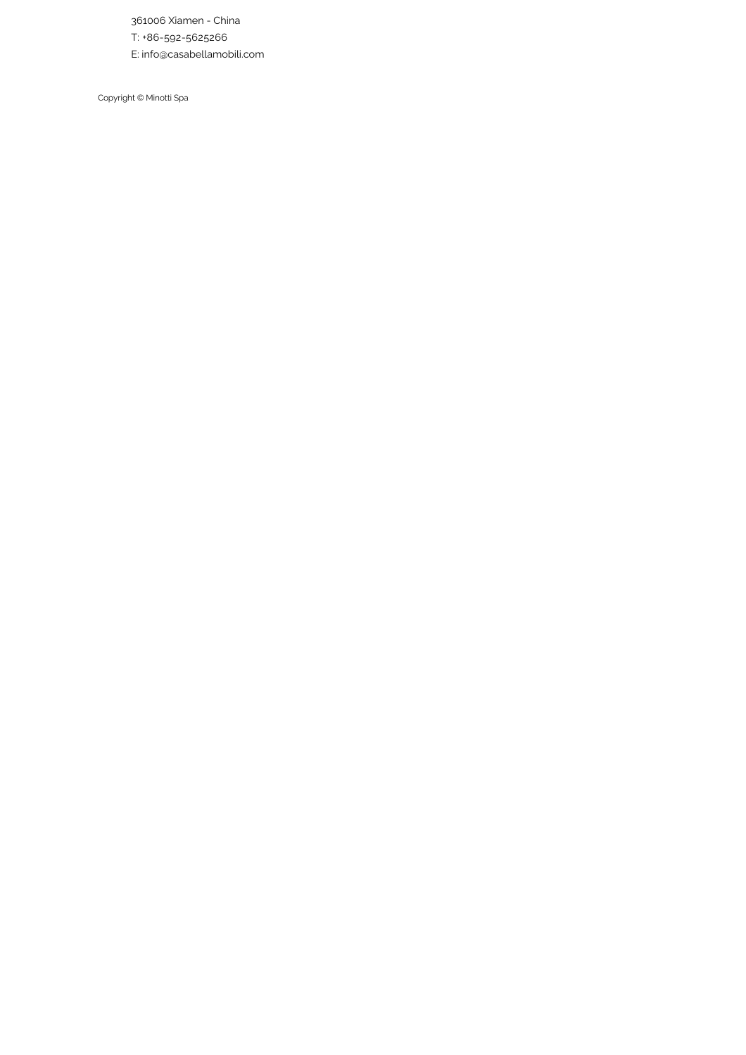361006 Xiamen - China

T: +86-592-5625266

E: info@casabellamobili.com

Copyright © Minotti Spa